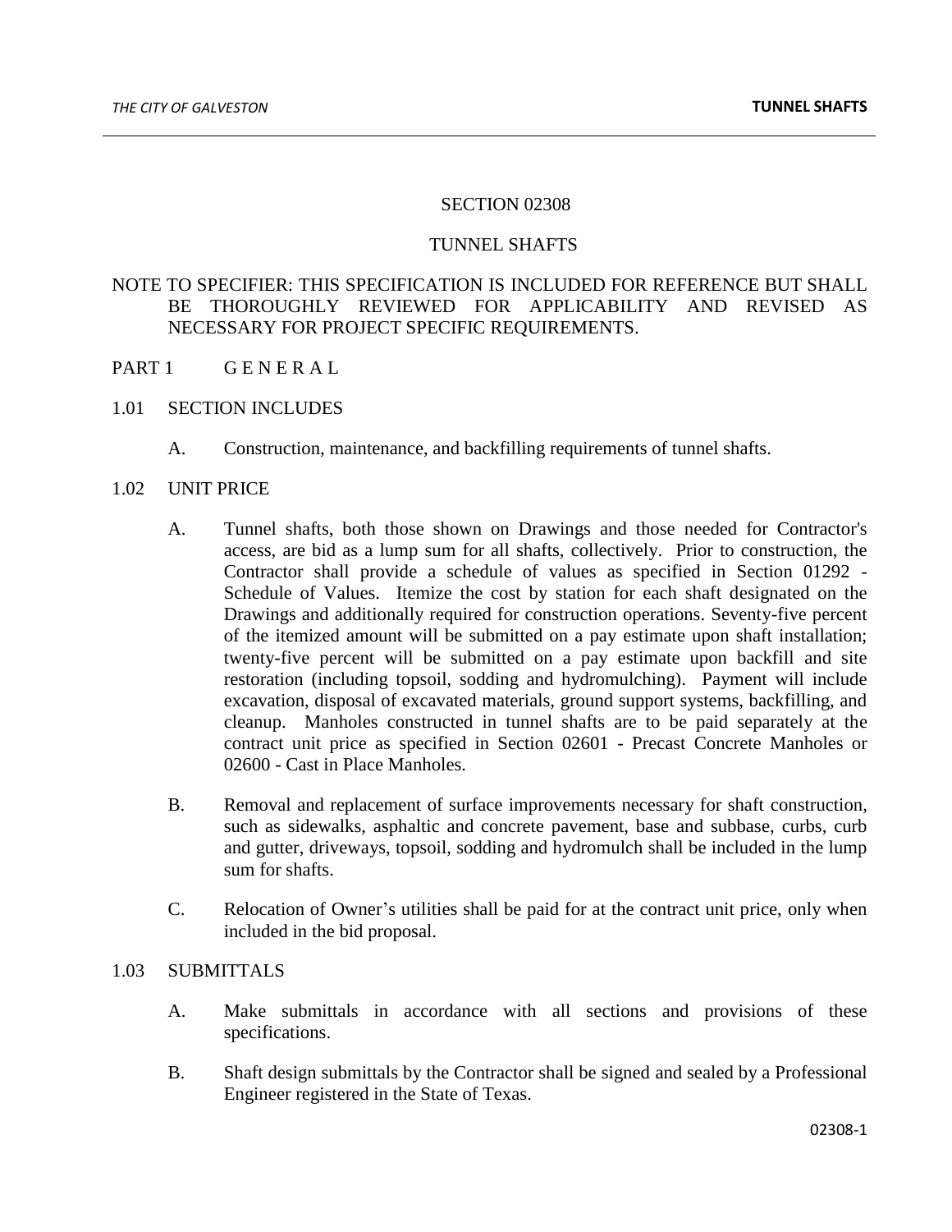# SECTION 02308

# TUNNEL SHAFTS

NOTE TO SPECIFIER: THIS SPECIFICATION IS INCLUDED FOR REFERENCE BUT SHALL BE THOROUGHLY REVIEWED FOR APPLICABILITY AND REVISED AS NECESSARY FOR PROJECT SPECIFIC REQUIREMENTS.

## PART 1 G E N E R A L

### 1.01 SECTION INCLUDES

A. Construction, maintenance, and backfilling requirements of tunnel shafts.

### 1.02 UNIT PRICE

A. Tunnel shafts, both those shown on Drawings and those needed for Contractor's access, are bid as a lump sum for all shafts, collectively. Prior to construction, the Contractor shall provide a schedule of values as specified in Section 01292 - Schedule of Values. Itemize the cost by station for each shaft designated on the Drawings and additionally required for construction operations. Seventy-five percent of the itemized amount will be submitted on a pay estimate upon shaft installation; twenty-five percent will be submitted on a pay estimate upon backfill and site restoration (including topsoil, sodding and hydromulching). Payment will include excavation, disposal of excavated materials, ground support systems, backfilling, and cleanup. Manholes constructed in tunnel shafts are to be paid separately at the contract unit price as specified in Section 02601 - Precast Concrete Manholes or 02600 - Cast in Place Manholes.

B. Removal and replacement of surface improvements necessary for shaft construction, such as sidewalks, asphaltic and concrete pavement, base and subbase, curbs, curb and gutter, driveways, topsoil, sodding and hydromulch shall be included in the lump sum for shafts.

C. Relocation of Owner's utilities shall be paid for at the contract unit price, only when included in the bid proposal.

### 1.03 SUBMITTALS

A. Make submittals in accordance with all sections and provisions of these specifications.

B. Shaft design submittals by the Contractor shall be signed and sealed by a Professional Engineer registered in the State of Texas.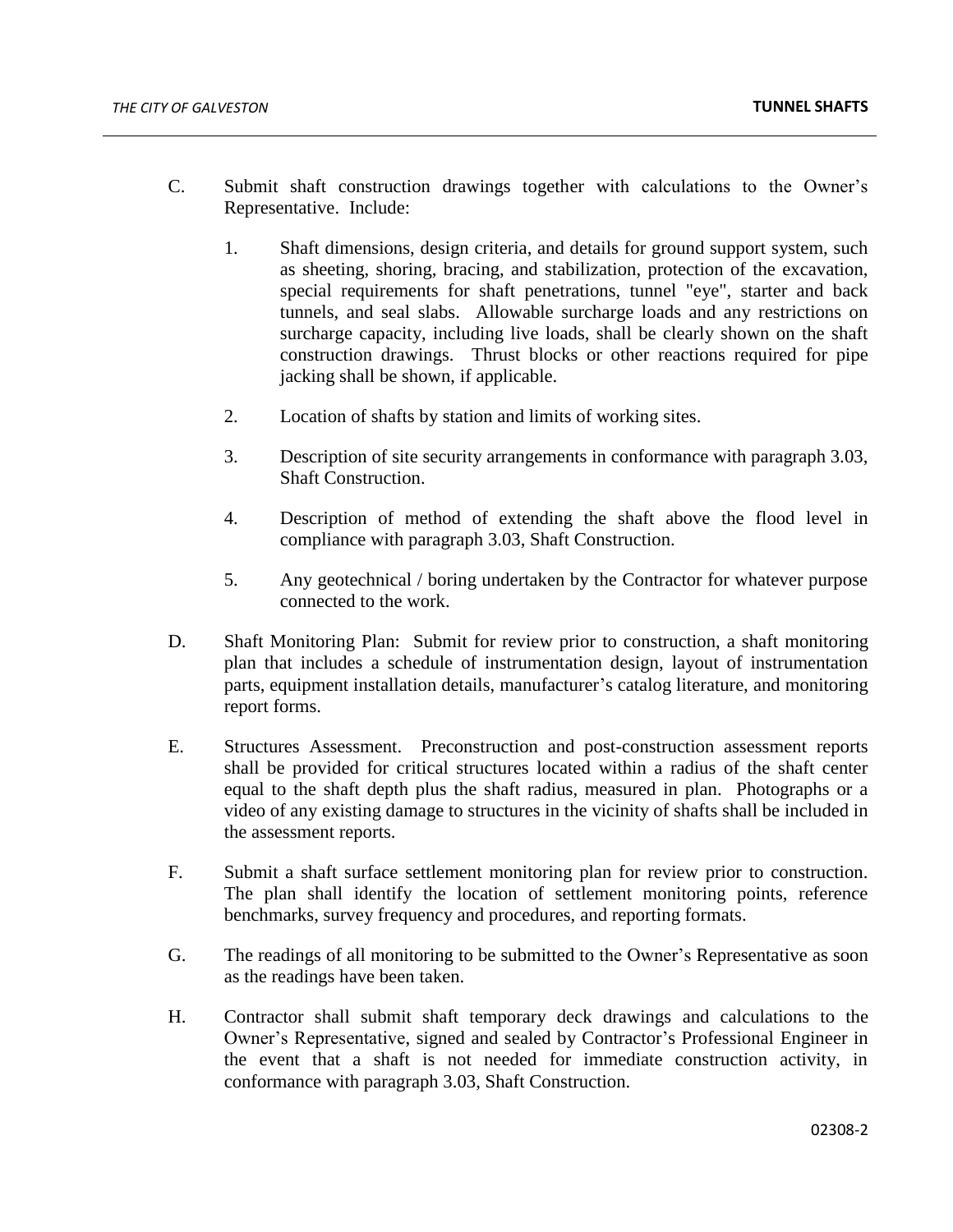C. Submit shaft construction drawings together with calculations to the Owner's Representative. Include:

   1. Shaft dimensions, design criteria, and details for ground support system, such as sheeting, shoring, bracing, and stabilization, protection of the excavation, special requirements for shaft penetrations, tunnel "eye", starter and back tunnels, and seal slabs. Allowable surcharge loads and any restrictions on surcharge capacity, including live loads, shall be clearly shown on the shaft construction drawings. Thrust blocks or other reactions required for pipe jacking shall be shown, if applicable.

   2. Location of shafts by station and limits of working sites.

   3. Description of site security arrangements in conformance with paragraph 3.03, Shaft Construction.

   4. Description of method of extending the shaft above the flood level in compliance with paragraph 3.03, Shaft Construction.

   5. Any geotechnical / boring undertaken by the Contractor for whatever purpose connected to the work.

D. Shaft Monitoring Plan: Submit for review prior to construction, a shaft monitoring plan that includes a schedule of instrumentation design, layout of instrumentation parts, equipment installation details, manufacturer's catalog literature, and monitoring report forms.

E. Structures Assessment. Preconstruction and post-construction assessment reports shall be provided for critical structures located within a radius of the shaft center equal to the shaft depth plus the shaft radius, measured in plan. Photographs or a video of any existing damage to structures in the vicinity of shafts shall be included in the assessment reports.

F. Submit a shaft surface settlement monitoring plan for review prior to construction. The plan shall identify the location of settlement monitoring points, reference benchmarks, survey frequency and procedures, and reporting formats.

G. The readings of all monitoring to be submitted to the Owner's Representative as soon as the readings have been taken.

H. Contractor shall submit shaft temporary deck drawings and calculations to the Owner's Representative, signed and sealed by Contractor's Professional Engineer in the event that a shaft is not needed for immediate construction activity, in conformance with paragraph 3.03, Shaft Construction.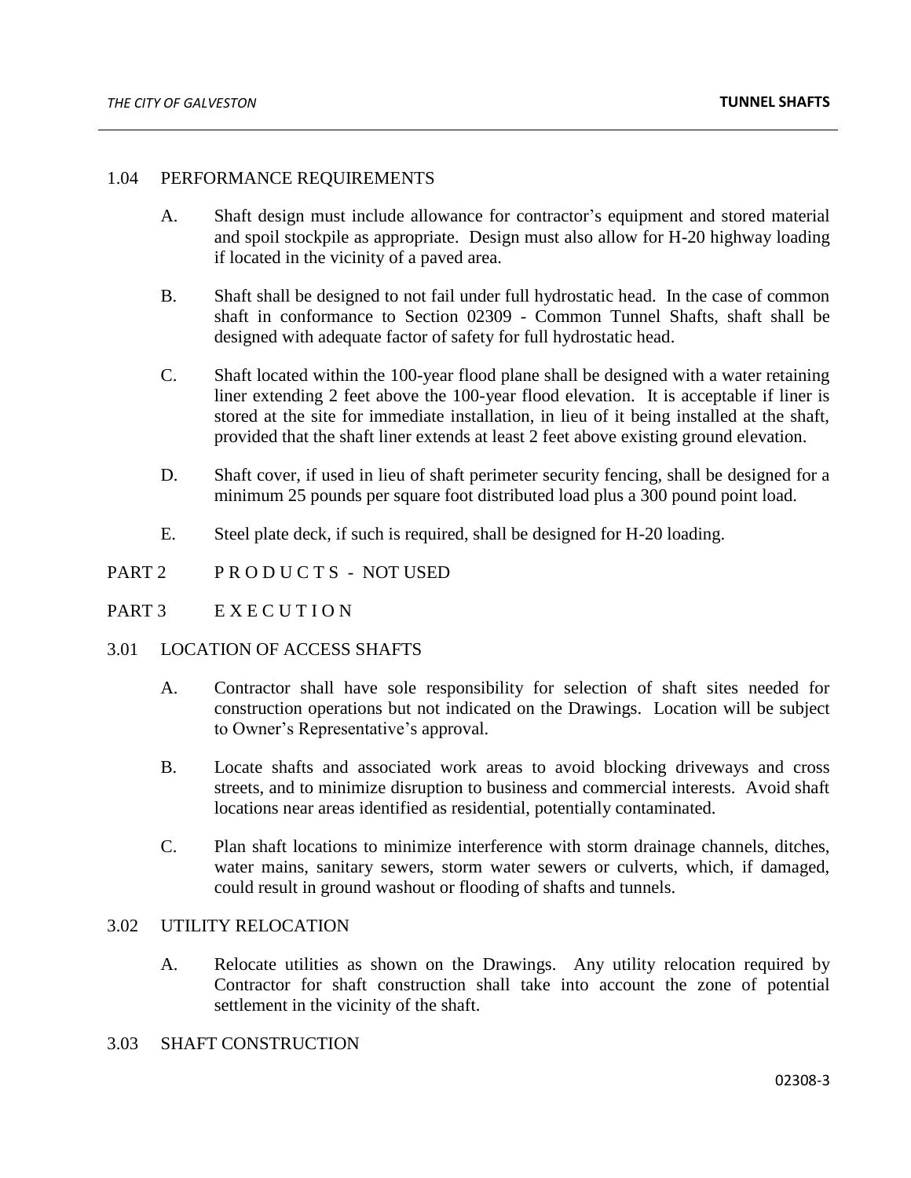## 1.04 PERFORMANCE REQUIREMENTS

A. Shaft design must include allowance for contractor's equipment and stored material and spoil stockpile as appropriate. Design must also allow for H-20 highway loading if located in the vicinity of a paved area.

B. Shaft shall be designed to not fail under full hydrostatic head. In the case of common shaft in conformance to Section 02309 - Common Tunnel Shafts, shaft shall be designed with adequate factor of safety for full hydrostatic head.

C. Shaft located within the 100-year flood plane shall be designed with a water retaining liner extending 2 feet above the 100-year flood elevation. It is acceptable if liner is stored at the site for immediate installation, in lieu of it being installed at the shaft, provided that the shaft liner extends at least 2 feet above existing ground elevation.

D. Shaft cover, if used in lieu of shaft perimeter security fencing, shall be designed for a minimum 25 pounds per square foot distributed load plus a 300 pound point load.

E. Steel plate deck, if such is required, shall be designed for H-20 loading.

# PART 2 P R O D U C T S - NOT USED

# PART 3 E X E C U T I O N

## 3.01 LOCATION OF ACCESS SHAFTS

A. Contractor shall have sole responsibility for selection of shaft sites needed for construction operations but not indicated on the Drawings. Location will be subject to Owner's Representative's approval.

B. Locate shafts and associated work areas to avoid blocking driveways and cross streets, and to minimize disruption to business and commercial interests. Avoid shaft locations near areas identified as residential, potentially contaminated.

C. Plan shaft locations to minimize interference with storm drainage channels, ditches, water mains, sanitary sewers, storm water sewers or culverts, which, if damaged, could result in ground washout or flooding of shafts and tunnels.

## 3.02 UTILITY RELOCATION

A. Relocate utilities as shown on the Drawings. Any utility relocation required by Contractor for shaft construction shall take into account the zone of potential settlement in the vicinity of the shaft.

## 3.03 SHAFT CONSTRUCTION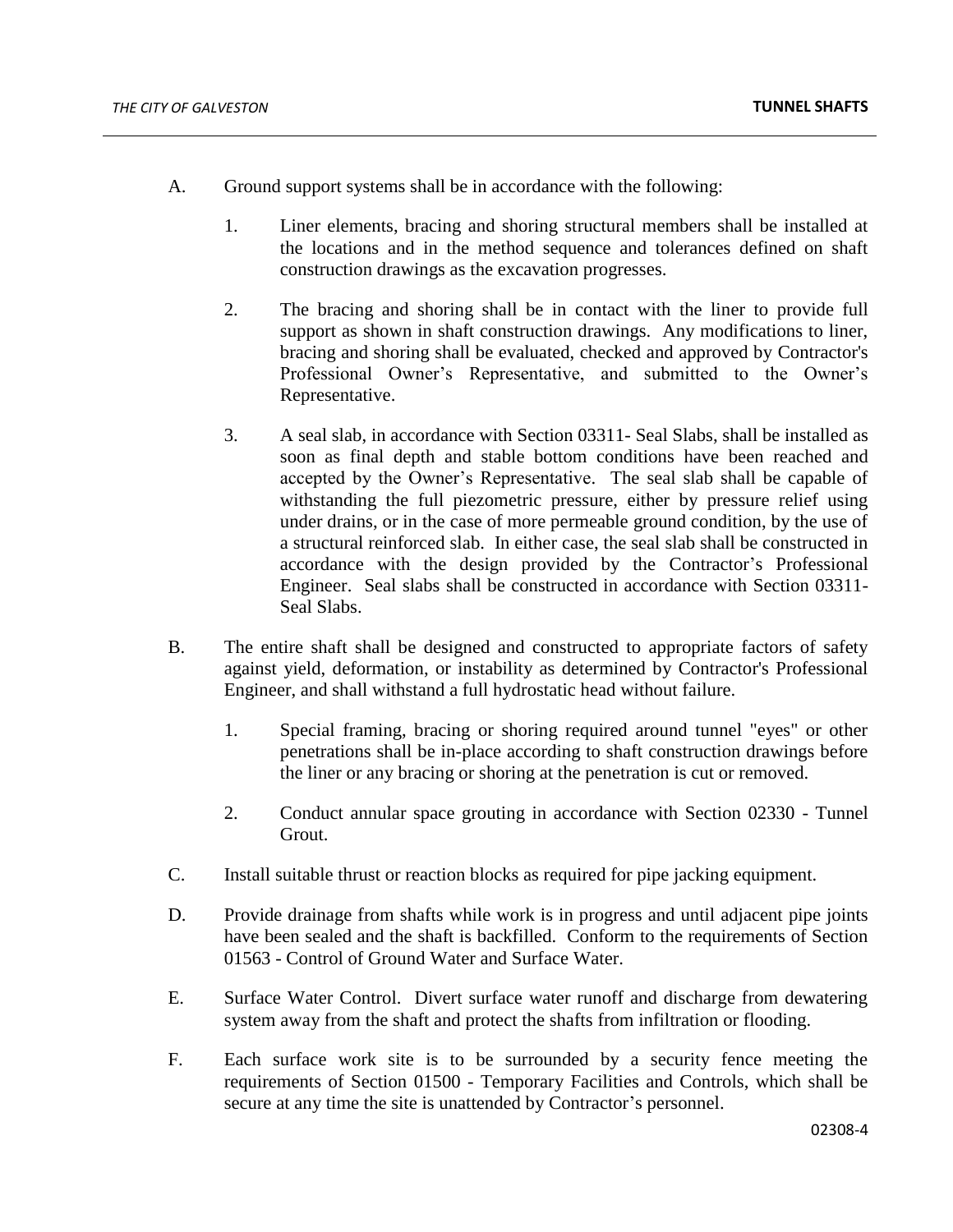A. Ground support systems shall be in accordance with the following:

   1. Liner elements, bracing and shoring structural members shall be installed at the locations and in the method sequence and tolerances defined on shaft construction drawings as the excavation progresses.

   2. The bracing and shoring shall be in contact with the liner to provide full support as shown in shaft construction drawings. Any modifications to liner, bracing and shoring shall be evaluated, checked and approved by Contractor's Professional Owner's Representative, and submitted to the Owner's Representative.

   3. A seal slab, in accordance with Section 03311- Seal Slabs, shall be installed as soon as final depth and stable bottom conditions have been reached and accepted by the Owner's Representative. The seal slab shall be capable of withstanding the full piezometric pressure, either by pressure relief using under drains, or in the case of more permeable ground condition, by the use of a structural reinforced slab. In either case, the seal slab shall be constructed in accordance with the design provided by the Contractor's Professional Engineer. Seal slabs shall be constructed in accordance with Section 03311- Seal Slabs.

B. The entire shaft shall be designed and constructed to appropriate factors of safety against yield, deformation, or instability as determined by Contractor's Professional Engineer, and shall withstand a full hydrostatic head without failure.

   1. Special framing, bracing or shoring required around tunnel "eyes" or other penetrations shall be in-place according to shaft construction drawings before the liner or any bracing or shoring at the penetration is cut or removed.

   2. Conduct annular space grouting in accordance with Section 02330 - Tunnel Grout.

C. Install suitable thrust or reaction blocks as required for pipe jacking equipment.

D. Provide drainage from shafts while work is in progress and until adjacent pipe joints have been sealed and the shaft is backfilled. Conform to the requirements of Section 01563 - Control of Ground Water and Surface Water.

E. Surface Water Control. Divert surface water runoff and discharge from dewatering system away from the shaft and protect the shafts from infiltration or flooding.

F. Each surface work site is to be surrounded by a security fence meeting the requirements of Section 01500 - Temporary Facilities and Controls, which shall be secure at any time the site is unattended by Contractor's personnel.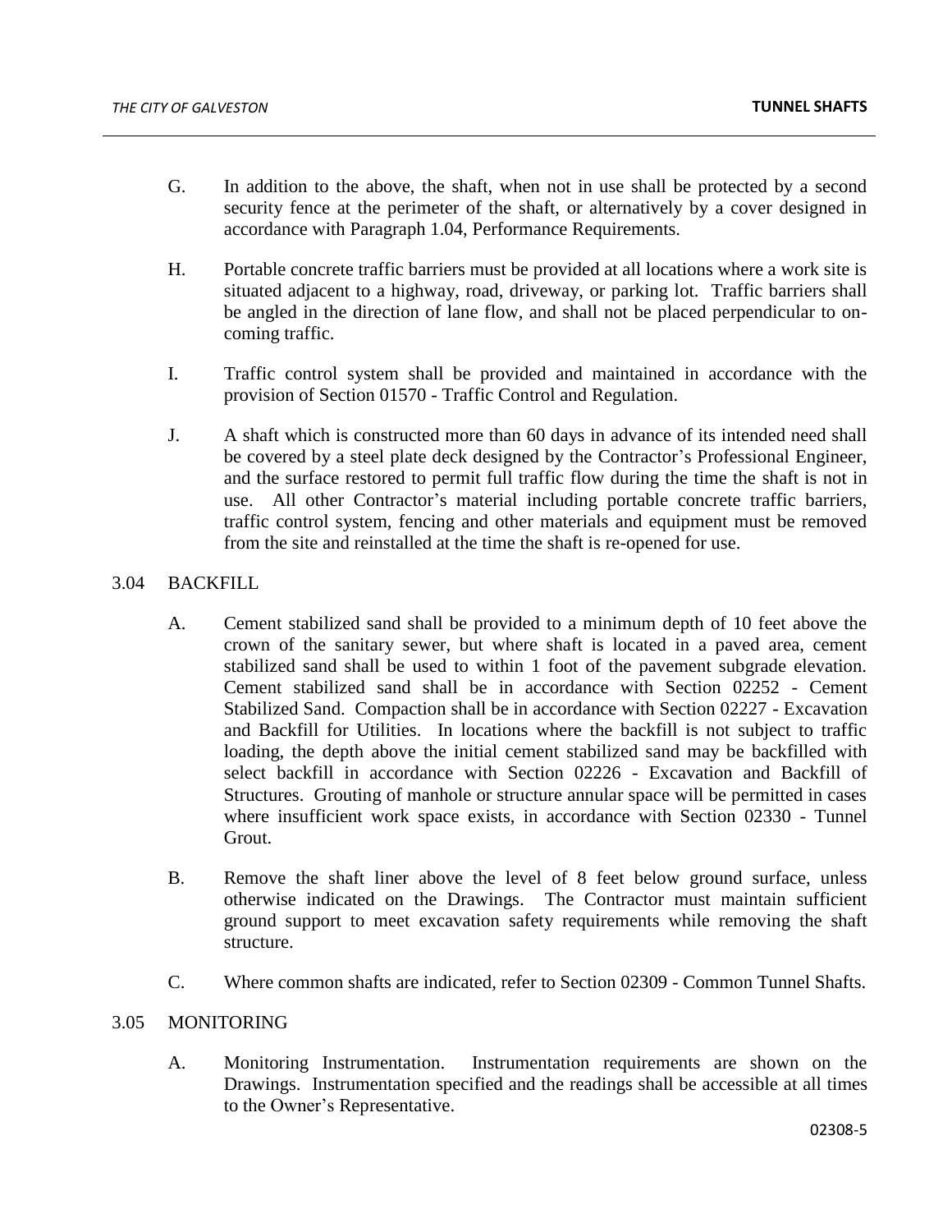G. In addition to the above, the shaft, when not in use shall be protected by a second security fence at the perimeter of the shaft, or alternatively by a cover designed in accordance with Paragraph 1.04, Performance Requirements.

H. Portable concrete traffic barriers must be provided at all locations where a work site is situated adjacent to a highway, road, driveway, or parking lot. Traffic barriers shall be angled in the direction of lane flow, and shall not be placed perpendicular to on-coming traffic.

I. Traffic control system shall be provided and maintained in accordance with the provision of Section 01570 - Traffic Control and Regulation.

J. A shaft which is constructed more than 60 days in advance of its intended need shall be covered by a steel plate deck designed by the Contractor's Professional Engineer, and the surface restored to permit full traffic flow during the time the shaft is not in use. All other Contractor's material including portable concrete traffic barriers, traffic control system, fencing and other materials and equipment must be removed from the site and reinstalled at the time the shaft is re-opened for use.

## 3.04 BACKFILL

A. Cement stabilized sand shall be provided to a minimum depth of 10 feet above the crown of the sanitary sewer, but where shaft is located in a paved area, cement stabilized sand shall be used to within 1 foot of the pavement subgrade elevation. Cement stabilized sand shall be in accordance with Section 02252 - Cement Stabilized Sand. Compaction shall be in accordance with Section 02227 - Excavation and Backfill for Utilities. In locations where the backfill is not subject to traffic loading, the depth above the initial cement stabilized sand may be backfilled with select backfill in accordance with Section 02226 - Excavation and Backfill of Structures. Grouting of manhole or structure annular space will be permitted in cases where insufficient work space exists, in accordance with Section 02330 - Tunnel Grout.

B. Remove the shaft liner above the level of 8 feet below ground surface, unless otherwise indicated on the Drawings. The Contractor must maintain sufficient ground support to meet excavation safety requirements while removing the shaft structure.

C. Where common shafts are indicated, refer to Section 02309 - Common Tunnel Shafts.

## 3.05 MONITORING

A. Monitoring Instrumentation. Instrumentation requirements are shown on the Drawings. Instrumentation specified and the readings shall be accessible at all times to the Owner's Representative.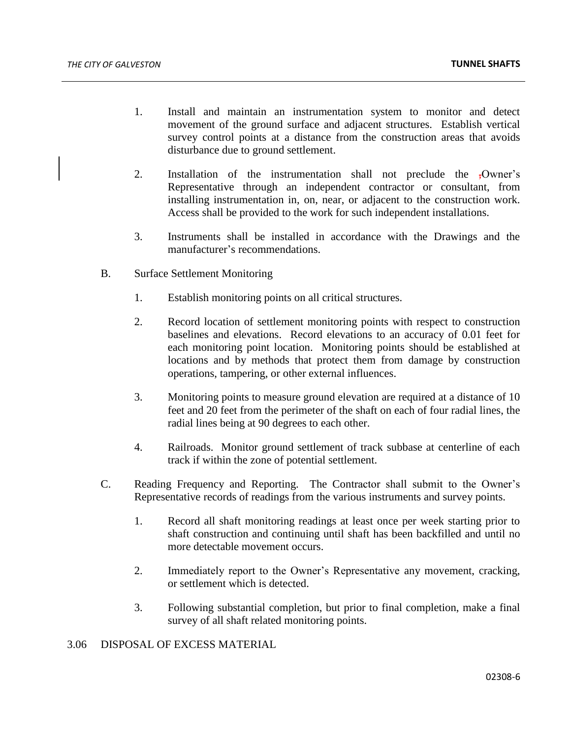1. Install and maintain an instrumentation system to monitor and detect movement of the ground surface and adjacent structures. Establish vertical survey control points at a distance from the construction areas that avoids disturbance due to ground settlement.

2. Installation of the instrumentation shall not preclude the ,Owner's Representative through an independent contractor or consultant, from installing instrumentation in, on, near, or adjacent to the construction work. Access shall be provided to the work for such independent installations.

3. Instruments shall be installed in accordance with the Drawings and the manufacturer's recommendations.

B. Surface Settlement Monitoring

   1. Establish monitoring points on all critical structures.

   2. Record location of settlement monitoring points with respect to construction baselines and elevations. Record elevations to an accuracy of 0.01 feet for each monitoring point location. Monitoring points should be established at locations and by methods that protect them from damage by construction operations, tampering, or other external influences.

   3. Monitoring points to measure ground elevation are required at a distance of 10 feet and 20 feet from the perimeter of the shaft on each of four radial lines, the radial lines being at 90 degrees to each other.

   4. Railroads. Monitor ground settlement of track subbase at centerline of each track if within the zone of potential settlement.

C. Reading Frequency and Reporting. The Contractor shall submit to the Owner's Representative records of readings from the various instruments and survey points.

   1. Record all shaft monitoring readings at least once per week starting prior to shaft construction and continuing until shaft has been backfilled and until no more detectable movement occurs.

   2. Immediately report to the Owner's Representative any movement, cracking, or settlement which is detected.

   3. Following substantial completion, but prior to final completion, make a final survey of all shaft related monitoring points.

## 3.06 DISPOSAL OF EXCESS MATERIAL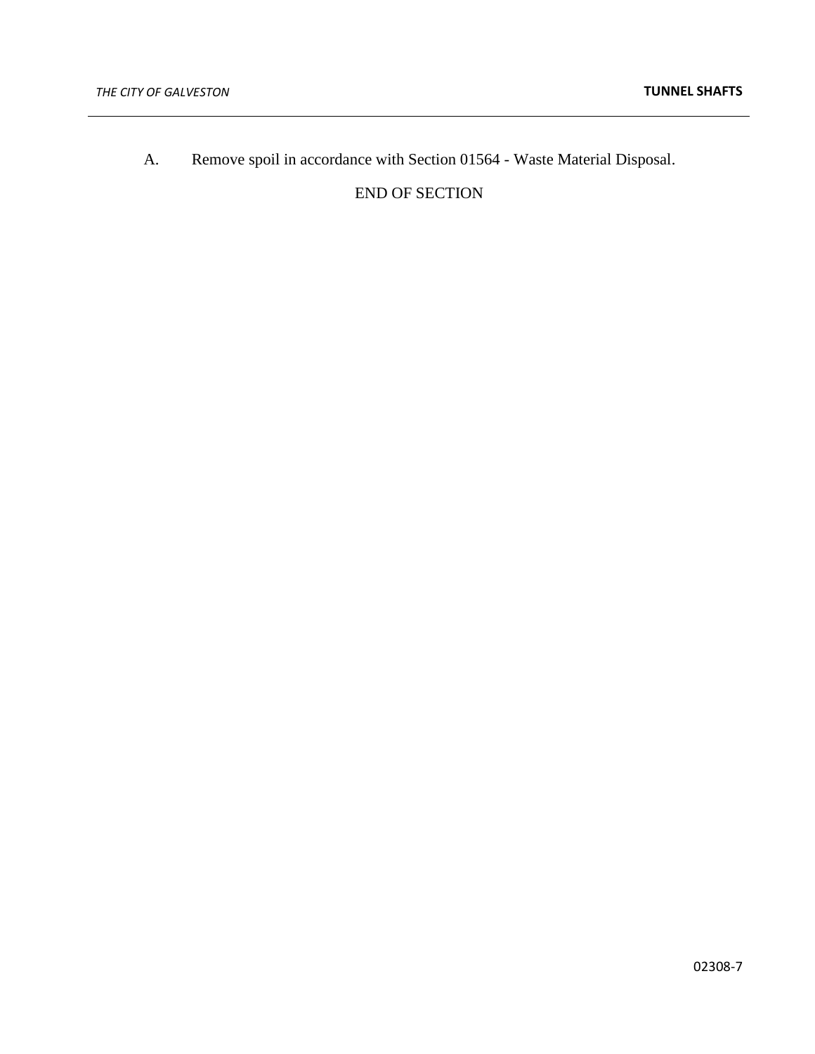A. Remove spoil in accordance with Section 01564 - Waste Material Disposal.

END OF SECTION